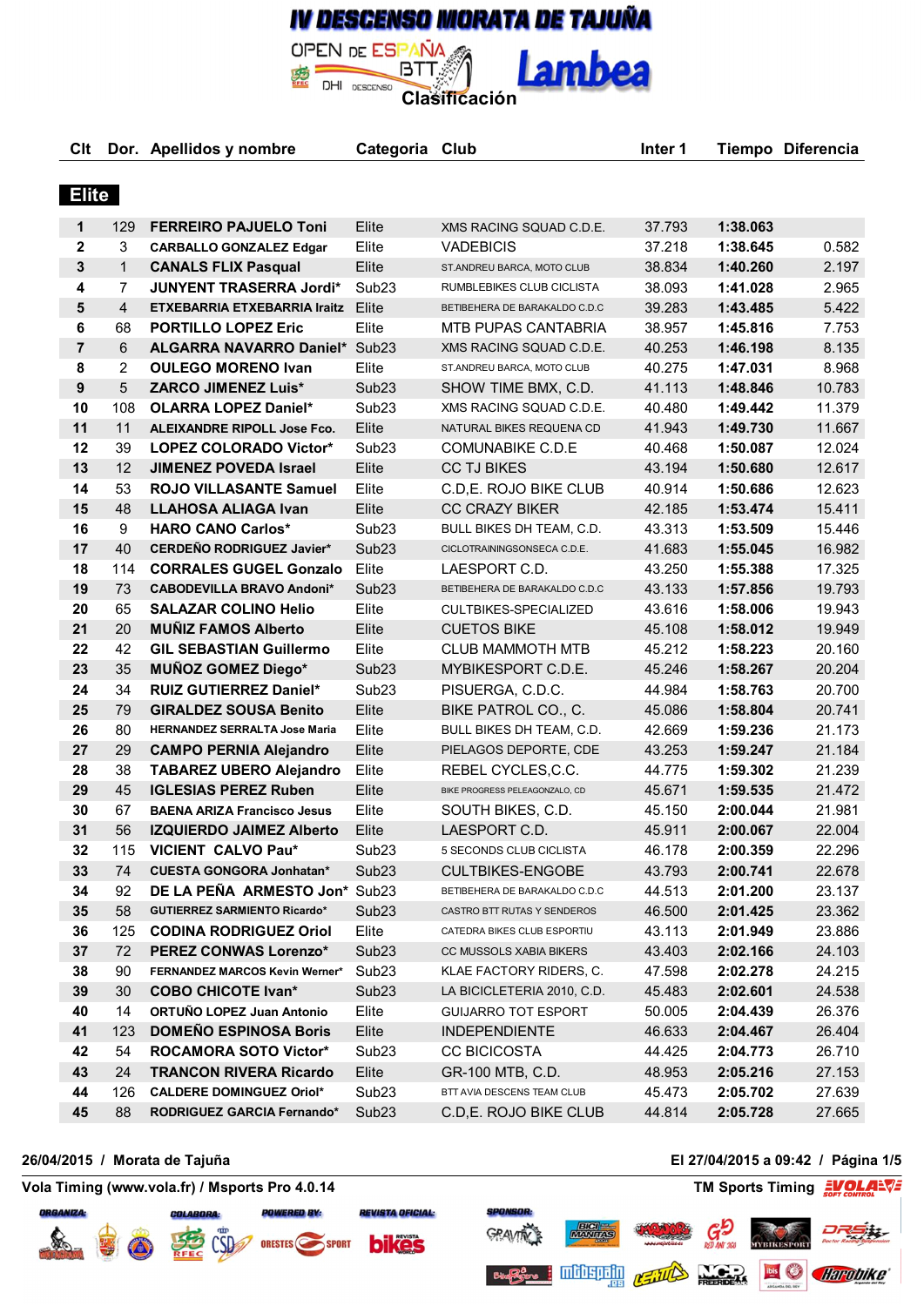# IV DESCENSO MORATA DE TAJUÑA

OPEN DE ESPAÑA BTT DHI DESCENSO

Lambea

## Clasificación

### Elite

| Clt | Dor. | Apellidos y nombre | Categoria | Club | Inter 1 | Tiempo | Diferencia |
|---|---|---|---|---|---|---|---|
| 1 | 129 | **FERREIRO PAJUELO Toni** | Elite | XMS RACING SQUAD C.D.E. | 37.793 | **1:38.063** | |
| 2 | 3 | **CARBALLO GONZALEZ Edgar** | Elite | VADEBICIS | 37.218 | **1:38.645** | 0.582 |
| 3 | 1 | **CANALS FLIX Pasqual** | Elite | ST.ANDREU BARCA, MOTO CLUB | 38.834 | **1:40.260** | 2.197 |
| 4 | 7 | **JUNYENT TRASERRA Jordi*** | Sub23 | RUMBLEBIKES CLUB CICLISTA | 38.093 | **1:41.028** | 2.965 |
| 5 | 4 | **ETXEBARRIA ETXEBARRIA Iraitz** | Elite | BETIBEHERA DE BARAKALDO C.D.C | 39.283 | **1:43.485** | 5.422 |
| 6 | 68 | **PORTILLO LOPEZ Eric** | Elite | MTB PUPAS CANTABRIA | 38.957 | **1:45.816** | 7.753 |
| 7 | 6 | **ALGARRA NAVARRO Daniel*** | Sub23 | XMS RACING SQUAD C.D.E. | 40.253 | **1:46.198** | 8.135 |
| 8 | 2 | **OULEGO MORENO Ivan** | Elite | ST.ANDREU BARCA, MOTO CLUB | 40.275 | **1:47.031** | 8.968 |
| 9 | 5 | **ZARCO JIMENEZ Luis*** | Sub23 | SHOW TIME BMX, C.D. | 41.113 | **1:48.846** | 10.783 |
| 10 | 108 | **OLARRA LOPEZ Daniel*** | Sub23 | XMS RACING SQUAD C.D.E. | 40.480 | **1:49.442** | 11.379 |
| 11 | 11 | **ALEIXANDRE RIPOLL Jose Fco.** | Elite | NATURAL BIKES REQUENA CD | 41.943 | **1:49.730** | 11.667 |
| 12 | 39 | **LOPEZ COLORADO Victor*** | Sub23 | COMUNABIKE C.D.E | 40.468 | **1:50.087** | 12.024 |
| 13 | 12 | **JIMENEZ POVEDA Israel** | Elite | CC TJ BIKES | 43.194 | **1:50.680** | 12.617 |
| 14 | 53 | **ROJO VILLASANTE Samuel** | Elite | C.D,E. ROJO BIKE CLUB | 40.914 | **1:50.686** | 12.623 |
| 15 | 48 | **LLAHOSA ALIAGA Ivan** | Elite | CC CRAZY BIKER | 42.185 | **1:53.474** | 15.411 |
| 16 | 9 | **HARO CANO Carlos*** | Sub23 | BULL BIKES DH TEAM, C.D. | 43.313 | **1:53.509** | 15.446 |
| 17 | 40 | **CERDEÑO RODRIGUEZ Javier*** | Sub23 | CICLOTRAININGSONSECA C.D.E. | 41.683 | **1:55.045** | 16.982 |
| 18 | 114 | **CORRALES GUGEL Gonzalo** | Elite | LAESPORT C.D. | 43.250 | **1:55.388** | 17.325 |
| 19 | 73 | **CABODEVILLA BRAVO Andoni*** | Sub23 | BETIBEHERA DE BARAKALDO C.D.C | 43.133 | **1:57.856** | 19.793 |
| 20 | 65 | **SALAZAR COLINO Helio** | Elite | CULTBIKES-SPECIALIZED | 43.616 | **1:58.006** | 19.943 |
| 21 | 20 | **MUÑIZ FAMOS Alberto** | Elite | CUETOS BIKE | 45.108 | **1:58.012** | 19.949 |
| 22 | 42 | **GIL SEBASTIAN Guillermo** | Elite | CLUB MAMMOTH MTB | 45.212 | **1:58.223** | 20.160 |
| 23 | 35 | **MUÑOZ GOMEZ Diego*** | Sub23 | MYBIKESPORT C.D.E. | 45.246 | **1:58.267** | 20.204 |
| 24 | 34 | **RUIZ GUTIERREZ Daniel*** | Sub23 | PISUERGA, C.D.C. | 44.984 | **1:58.763** | 20.700 |
| 25 | 79 | **GIRALDEZ SOUSA Benito** | Elite | BIKE PATROL CO., C. | 45.086 | **1:58.804** | 20.741 |
| 26 | 80 | **HERNANDEZ SERRALTA Jose Maria** | Elite | BULL BIKES DH TEAM, C.D. | 42.669 | **1:59.236** | 21.173 |
| 27 | 29 | **CAMPO PERNIA Alejandro** | Elite | PIELAGOS DEPORTE, CDE | 43.253 | **1:59.247** | 21.184 |
| 28 | 38 | **TABAREZ UBERO Alejandro** | Elite | REBEL CYCLES,C.C. | 44.775 | **1:59.302** | 21.239 |
| 29 | 45 | **IGLESIAS PEREZ Ruben** | Elite | BIKE PROGRESS PELEAGONZALO, CD | 45.671 | **1:59.535** | 21.472 |
| 30 | 67 | **BAENA ARIZA Francisco Jesus** | Elite | SOUTH BIKES, C.D. | 45.150 | **2:00.044** | 21.981 |
| 31 | 56 | **IZQUIERDO JAIMEZ Alberto** | Elite | LAESPORT C.D. | 45.911 | **2:00.067** | 22.004 |
| 32 | 115 | **VICIENT CALVO Pau*** | Sub23 | 5 SECONDS CLUB CICLISTA | 46.178 | **2:00.359** | 22.296 |
| 33 | 74 | **CUESTA GONGORA Jonhatan*** | Sub23 | CULTBIKES-ENGOBE | 43.793 | **2:00.741** | 22.678 |
| 34 | 92 | **DE LA PEÑA ARMESTO Jon*** | Sub23 | BETIBEHERA DE BARAKALDO C.D.C | 44.513 | **2:01.200** | 23.137 |
| 35 | 58 | **GUTIERREZ SARMIENTO Ricardo*** | Sub23 | CASTRO BTT RUTAS Y SENDEROS | 46.500 | **2:01.425** | 23.362 |
| 36 | 125 | **CODINA RODRIGUEZ Oriol** | Elite | CATEDRA BIKES CLUB ESPORTIU | 43.113 | **2:01.949** | 23.886 |
| 37 | 72 | **PEREZ CONWAS Lorenzo*** | Sub23 | CC MUSSOLS XABIA BIKERS | 43.403 | **2:02.166** | 24.103 |
| 38 | 90 | **FERNANDEZ MARCOS Kevin Werner*** | Sub23 | KLAE FACTORY RIDERS, C. | 47.598 | **2:02.278** | 24.215 |
| 39 | 30 | **COBO CHICOTE Ivan*** | Sub23 | LA BICICLETERIA 2010, C.D. | 45.483 | **2:02.601** | 24.538 |
| 40 | 14 | **ORTUÑO LOPEZ Juan Antonio** | Elite | GUIJARRO TOT ESPORT | 50.005 | **2:04.439** | 26.376 |
| 41 | 123 | **DOMEÑO ESPINOSA Boris** | Elite | INDEPENDIENTE | 46.633 | **2:04.467** | 26.404 |
| 42 | 54 | **ROCAMORA SOTO Victor*** | Sub23 | CC BICICOSTA | 44.425 | **2:04.773** | 26.710 |
| 43 | 24 | **TRANCON RIVERA Ricardo** | Elite | GR-100 MTB, C.D. | 48.953 | **2:05.216** | 27.153 |
| 44 | 126 | **CALDERE DOMINGUEZ Oriol*** | Sub23 | BTT AVIA DESCENS TEAM CLUB | 45.473 | **2:05.702** | 27.639 |
| 45 | 88 | **RODRIGUEZ GARCIA Fernando*** | Sub23 | C.D,E. ROJO BIKE CLUB | 44.814 | **2:05.728** | 27.665 |

26/04/2015 / Morata de Tajuña — El 27/04/2015 a 09:42

Vola Timing (www.vola.fr) / Msports Pro 4.0.14 — TM Sports Timing

ORGANIZA: — COLABORA: — POWERED BY: — REVISTA OFICIAL: — SPONSOR: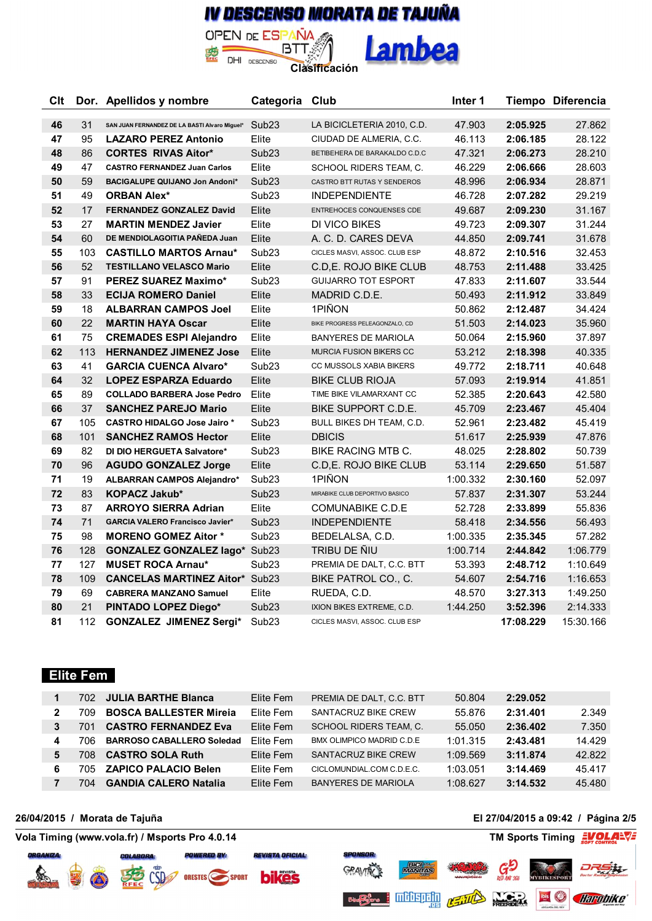# IV DESCENSO MORATA DE TAJUÑA

OPEN DE ESPAÑA BTT DHI DESCENSO

Lambea

Clasificación

| Clt | Dor. | Apellidos y nombre | Categoria | Club | Inter 1 | Tiempo | Diferencia |
|---|---|---|---|---|---|---|---|
| 46 | 31 | SAN JUAN FERNANDEZ DE LA BASTI Alvaro Miguel* | Sub23 | LA BICICLETERIA 2010, C.D. | 47.903 | 2:05.925 | 27.862 |
| 47 | 95 | LAZARO PEREZ Antonio | Elite | CIUDAD DE ALMERIA, C.C. | 46.113 | 2:06.185 | 28.122 |
| 48 | 86 | CORTES RIVAS Aitor* | Sub23 | BETIBEHERA DE BARAKALDO C.D.C | 47.321 | 2:06.273 | 28.210 |
| 49 | 47 | CASTRO FERNANDEZ Juan Carlos | Elite | SCHOOL RIDERS TEAM, C. | 46.229 | 2:06.666 | 28.603 |
| 50 | 59 | BACIGALUPE QUIJANO Jon Andoni* | Sub23 | CASTRO BTT RUTAS Y SENDEROS | 48.996 | 2:06.934 | 28.871 |
| 51 | 49 | ORBAN Alex* | Sub23 | INDEPENDIENTE | 46.728 | 2:07.282 | 29.219 |
| 52 | 17 | FERNANDEZ GONZALEZ David | Elite | ENTREHOCES CONQUENSES CDE | 49.687 | 2:09.230 | 31.167 |
| 53 | 27 | MARTIN MENDEZ Javier | Elite | DI VICO BIKES | 49.723 | 2:09.307 | 31.244 |
| 54 | 60 | DE MENDIOLAGOITIA PAÑEDA Juan | Elite | A. C. D. CARES DEVA | 44.850 | 2:09.741 | 31.678 |
| 55 | 103 | CASTILLO MARTOS Arnau* | Sub23 | CICLES MASVI, ASSOC. CLUB ESP | 48.872 | 2:10.516 | 32.453 |
| 56 | 52 | TESTILLANO VELASCO Mario | Elite | C.D,E. ROJO BIKE CLUB | 48.753 | 2:11.488 | 33.425 |
| 57 | 91 | PEREZ SUAREZ Maximo* | Sub23 | GUIJARRO TOT ESPORT | 47.833 | 2:11.607 | 33.544 |
| 58 | 33 | ECIJA ROMERO Daniel | Elite | MADRID C.D.E. | 50.493 | 2:11.912 | 33.849 |
| 59 | 18 | ALBARRAN CAMPOS Joel | Elite | 1PIÑON | 50.862 | 2:12.487 | 34.424 |
| 60 | 22 | MARTIN HAYA Oscar | Elite | BIKE PROGRESS PELEAGONZALO, CD | 51.503 | 2:14.023 | 35.960 |
| 61 | 75 | CREMADES ESPI Alejandro | Elite | BANYERES DE MARIOLA | 50.064 | 2:15.960 | 37.897 |
| 62 | 113 | HERNANDEZ JIMENEZ Jose | Elite | MURCIA FUSION BIKERS CC | 53.212 | 2:18.398 | 40.335 |
| 63 | 41 | GARCIA CUENCA Alvaro* | Sub23 | CC MUSSOLS XABIA BIKERS | 49.772 | 2:18.711 | 40.648 |
| 64 | 32 | LOPEZ ESPARZA Eduardo | Elite | BIKE CLUB RIOJA | 57.093 | 2:19.914 | 41.851 |
| 65 | 89 | COLLADO BARBERA Jose Pedro | Elite | TIME BIKE VILAMARXANT CC | 52.385 | 2:20.643 | 42.580 |
| 66 | 37 | SANCHEZ PAREJO Mario | Elite | BIKE SUPPORT C.D.E. | 45.709 | 2:23.467 | 45.404 |
| 67 | 105 | CASTRO HIDALGO Jose Jairo * | Sub23 | BULL BIKES DH TEAM, C.D. | 52.961 | 2:23.482 | 45.419 |
| 68 | 101 | SANCHEZ RAMOS Hector | Elite | DBICIS | 51.617 | 2:25.939 | 47.876 |
| 69 | 82 | DI DIO HERGUETA Salvatore* | Sub23 | BIKE RACING MTB C. | 48.025 | 2:28.802 | 50.739 |
| 70 | 96 | AGUDO GONZALEZ Jorge | Elite | C.D,E. ROJO BIKE CLUB | 53.114 | 2:29.650 | 51.587 |
| 71 | 19 | ALBARRAN CAMPOS Alejandro* | Sub23 | 1PIÑON | 1:00.332 | 2:30.160 | 52.097 |
| 72 | 83 | KOPACZ Jakub* | Sub23 | MIRABIKE CLUB DEPORTIVO BASICO | 57.837 | 2:31.307 | 53.244 |
| 73 | 87 | ARROYO SIERRA Adrian | Elite | COMUNABIKE C.D.E | 52.728 | 2:33.899 | 55.836 |
| 74 | 71 | GARCIA VALERO Francisco Javier* | Sub23 | INDEPENDIENTE | 58.418 | 2:34.556 | 56.493 |
| 75 | 98 | MORENO GOMEZ Aitor * | Sub23 | BEDELALSA, C.D. | 1:00.335 | 2:35.345 | 57.282 |
| 76 | 128 | GONZALEZ GONZALEZ Iago* | Sub23 | TRIBU DE ÑIU | 1:00.714 | 2:44.842 | 1:06.779 |
| 77 | 127 | MUSET ROCA Arnau* | Sub23 | PREMIA DE DALT, C.C. BTT | 53.393 | 2:48.712 | 1:10.649 |
| 78 | 109 | CANCELAS MARTINEZ Aitor* | Sub23 | BIKE PATROL CO., C. | 54.607 | 2:54.716 | 1:16.653 |
| 79 | 69 | CABRERA MANZANO Samuel | Elite | RUEDA, C.D. | 48.570 | 3:27.313 | 1:49.250 |
| 80 | 21 | PINTADO LOPEZ Diego* | Sub23 | IXION BIKES EXTREME, C.D. | 1:44.250 | 3:52.396 | 2:14.333 |
| 81 | 112 | GONZALEZ JIMENEZ Sergi* | Sub23 | CICLES MASVI, ASSOC. CLUB ESP | | 17:08.229 | 15:30.166 |

## Elite Fem

| Clt | Dor. | Apellidos y nombre | Categoria | Club | Inter 1 | Tiempo | Diferencia |
|---|---|---|---|---|---|---|---|
| 1 | 702 | JULIA BARTHE Blanca | Elite Fem | PREMIA DE DALT, C.C. BTT | 50.804 | 2:29.052 | |
| 2 | 709 | BOSCA BALLESTER Mireia | Elite Fem | SANTACRUZ BIKE CREW | 55.876 | 2:31.401 | 2.349 |
| 3 | 701 | CASTRO FERNANDEZ Eva | Elite Fem | SCHOOL RIDERS TEAM, C. | 55.050 | 2:36.402 | 7.350 |
| 4 | 706 | BARROSO CABALLERO Soledad | Elite Fem | BMX OLIMPICO MADRID C.D.E | 1:01.315 | 2:43.481 | 14.429 |
| 5 | 708 | CASTRO SOLA Ruth | Elite Fem | SANTACRUZ BIKE CREW | 1:09.569 | 3:11.874 | 42.822 |
| 6 | 705 | ZAPICO PALACIO Belen | Elite Fem | CICLOMUNDIAL.COM C.D.E.C. | 1:03.051 | 3:14.469 | 45.417 |
| 7 | 704 | GANDIA CALERO Natalia | Elite Fem | BANYERES DE MARIOLA | 1:08.627 | 3:14.532 | 45.480 |

26/04/2015 / Morata de Tajuña — El 27/04/2015 a 09:42

Vola Timing (www.vola.fr) / Msports Pro 4.0.14 — TM Sports Timing

ORGANIZA: · COLABORA: · POWERED BY: · REVISTA OFICIAL: · SPONSOR: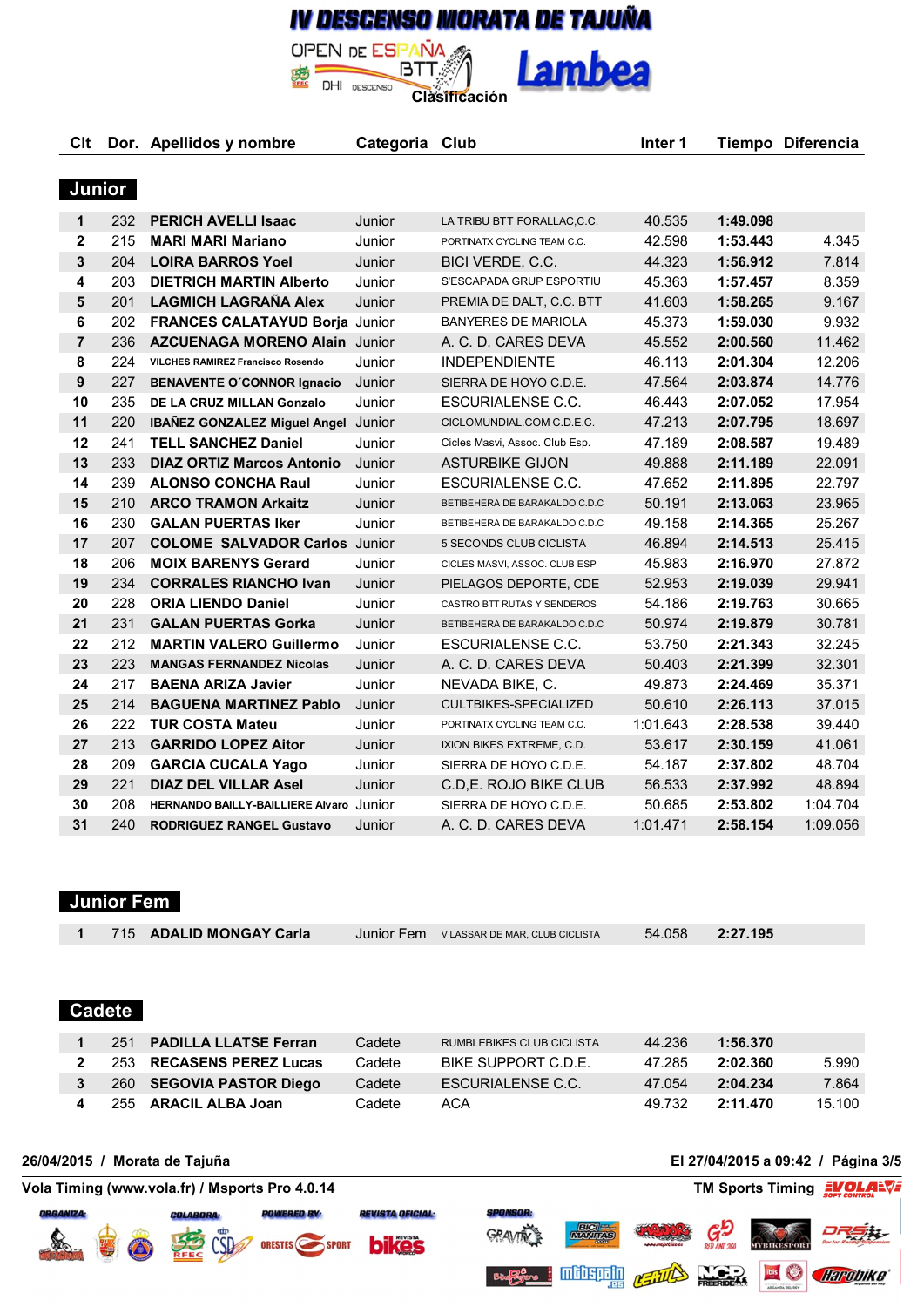# IV DESCENSO MORATA DE TAJUÑA

OPEN DE ESPAÑA BTT DHI DESCENSO

Lambea

Clasificación

## Junior

| Clt | Dor. | Apellidos y nombre | Categoria | Club | Inter 1 | Tiempo | Diferencia |
|---|---|---|---|---|---|---|---|
| 1 | 232 | **PERICH AVELLI Isaac** | Junior | LA TRIBU BTT FORALLAC,C.C. | 40.535 | **1:49.098** | |
| 2 | 215 | **MARI MARI Mariano** | Junior | PORTINATX CYCLING TEAM C.C. | 42.598 | **1:53.443** | 4.345 |
| 3 | 204 | **LOIRA BARROS Yoel** | Junior | BICI VERDE, C.C. | 44.323 | **1:56.912** | 7.814 |
| 4 | 203 | **DIETRICH MARTIN Alberto** | Junior | S'ESCAPADA GRUP ESPORTIU | 45.363 | **1:57.457** | 8.359 |
| 5 | 201 | **LAGMICH LAGRAÑA Alex** | Junior | PREMIA DE DALT, C.C. BTT | 41.603 | **1:58.265** | 9.167 |
| 6 | 202 | **FRANCES CALATAYUD Borja** | Junior | BANYERES DE MARIOLA | 45.373 | **1:59.030** | 9.932 |
| 7 | 236 | **AZCUENAGA MORENO Alain** | Junior | A. C. D. CARES DEVA | 45.552 | **2:00.560** | 11.462 |
| 8 | 224 | **VILCHES RAMIREZ Francisco Rosendo** | Junior | INDEPENDIENTE | 46.113 | **2:01.304** | 12.206 |
| 9 | 227 | **BENAVENTE O´CONNOR Ignacio** | Junior | SIERRA DE HOYO C.D.E. | 47.564 | **2:03.874** | 14.776 |
| 10 | 235 | **DE LA CRUZ MILLAN Gonzalo** | Junior | ESCURIALENSE C.C. | 46.443 | **2:07.052** | 17.954 |
| 11 | 220 | **IBAÑEZ GONZALEZ Miguel Angel** | Junior | CICLOMUNDIAL.COM C.D.E.C. | 47.213 | **2:07.795** | 18.697 |
| 12 | 241 | **TELL SANCHEZ Daniel** | Junior | Cicles Masvi, Assoc. Club Esp. | 47.189 | **2:08.587** | 19.489 |
| 13 | 233 | **DIAZ ORTIZ Marcos Antonio** | Junior | ASTURBIKE GIJON | 49.888 | **2:11.189** | 22.091 |
| 14 | 239 | **ALONSO CONCHA Raul** | Junior | ESCURIALENSE C.C. | 47.652 | **2:11.895** | 22.797 |
| 15 | 210 | **ARCO TRAMON Arkaitz** | Junior | BETIBEHERA DE BARAKALDO C.D.C | 50.191 | **2:13.063** | 23.965 |
| 16 | 230 | **GALAN PUERTAS Iker** | Junior | BETIBEHERA DE BARAKALDO C.D.C | 49.158 | **2:14.365** | 25.267 |
| 17 | 207 | **COLOME SALVADOR Carlos** | Junior | 5 SECONDS CLUB CICLISTA | 46.894 | **2:14.513** | 25.415 |
| 18 | 206 | **MOIX BARENYS Gerard** | Junior | CICLES MASVI, ASSOC. CLUB ESP | 45.983 | **2:16.970** | 27.872 |
| 19 | 234 | **CORRALES RIANCHO Ivan** | Junior | PIELAGOS DEPORTE, CDE | 52.953 | **2:19.039** | 29.941 |
| 20 | 228 | **ORIA LIENDO Daniel** | Junior | CASTRO BTT RUTAS Y SENDEROS | 54.186 | **2:19.763** | 30.665 |
| 21 | 231 | **GALAN PUERTAS Gorka** | Junior | BETIBEHERA DE BARAKALDO C.D.C | 50.974 | **2:19.879** | 30.781 |
| 22 | 212 | **MARTIN VALERO Guillermo** | Junior | ESCURIALENSE C.C. | 53.750 | **2:21.343** | 32.245 |
| 23 | 223 | **MANGAS FERNANDEZ Nicolas** | Junior | A. C. D. CARES DEVA | 50.403 | **2:21.399** | 32.301 |
| 24 | 217 | **BAENA ARIZA Javier** | Junior | NEVADA BIKE, C. | 49.873 | **2:24.469** | 35.371 |
| 25 | 214 | **BAGUENA MARTINEZ Pablo** | Junior | CULTBIKES-SPECIALIZED | 50.610 | **2:26.113** | 37.015 |
| 26 | 222 | **TUR COSTA Mateu** | Junior | PORTINATX CYCLING TEAM C.C. | 1:01.643 | **2:28.538** | 39.440 |
| 27 | 213 | **GARRIDO LOPEZ Aitor** | Junior | IXION BIKES EXTREME, C.D. | 53.617 | **2:30.159** | 41.061 |
| 28 | 209 | **GARCIA CUCALA Yago** | Junior | SIERRA DE HOYO C.D.E. | 54.187 | **2:37.802** | 48.704 |
| 29 | 221 | **DIAZ DEL VILLAR Asel** | Junior | C.D,E. ROJO BIKE CLUB | 56.533 | **2:37.992** | 48.894 |
| 30 | 208 | **HERNANDO BAILLY-BAILLIERE Alvaro** | Junior | SIERRA DE HOYO C.D.E. | 50.685 | **2:53.802** | 1:04.704 |
| 31 | 240 | **RODRIGUEZ RANGEL Gustavo** | Junior | A. C. D. CARES DEVA | 1:01.471 | **2:58.154** | 1:09.056 |

## Junior Fem

| Clt | Dor. | Apellidos y nombre | Categoria | Club | Inter 1 | Tiempo | Diferencia |
|---|---|---|---|---|---|---|---|
| 1 | 715 | **ADALID MONGAY Carla** | Junior Fem | VILASSAR DE MAR, CLUB CICLISTA | 54.058 | **2:27.195** | |

## Cadete

| Clt | Dor. | Apellidos y nombre | Categoria | Club | Inter 1 | Tiempo | Diferencia |
|---|---|---|---|---|---|---|---|
| 1 | 251 | **PADILLA LLATSE Ferran** | Cadete | RUMBLEBIKES CLUB CICLISTA | 44.236 | **1:56.370** | |
| 2 | 253 | **RECASENS PEREZ Lucas** | Cadete | BIKE SUPPORT C.D.E. | 47.285 | **2:02.360** | 5.990 |
| 3 | 260 | **SEGOVIA PASTOR Diego** | Cadete | ESCURIALENSE C.C. | 47.054 | **2:04.234** | 7.864 |
| 4 | 255 | **ARACIL ALBA Joan** | Cadete | ACA | 49.732 | **2:11.470** | 15.100 |

**26/04/2015 / Morata de Tajuña** — **El 27/04/2015 a 09:42**

**Vola Timing (www.vola.fr) / Msports Pro 4.0.14** — **TM Sports Timing**

ORGANIZA: — COLABORA: — POWERED BY: — REVISTA OFICIAL: — SPONSOR: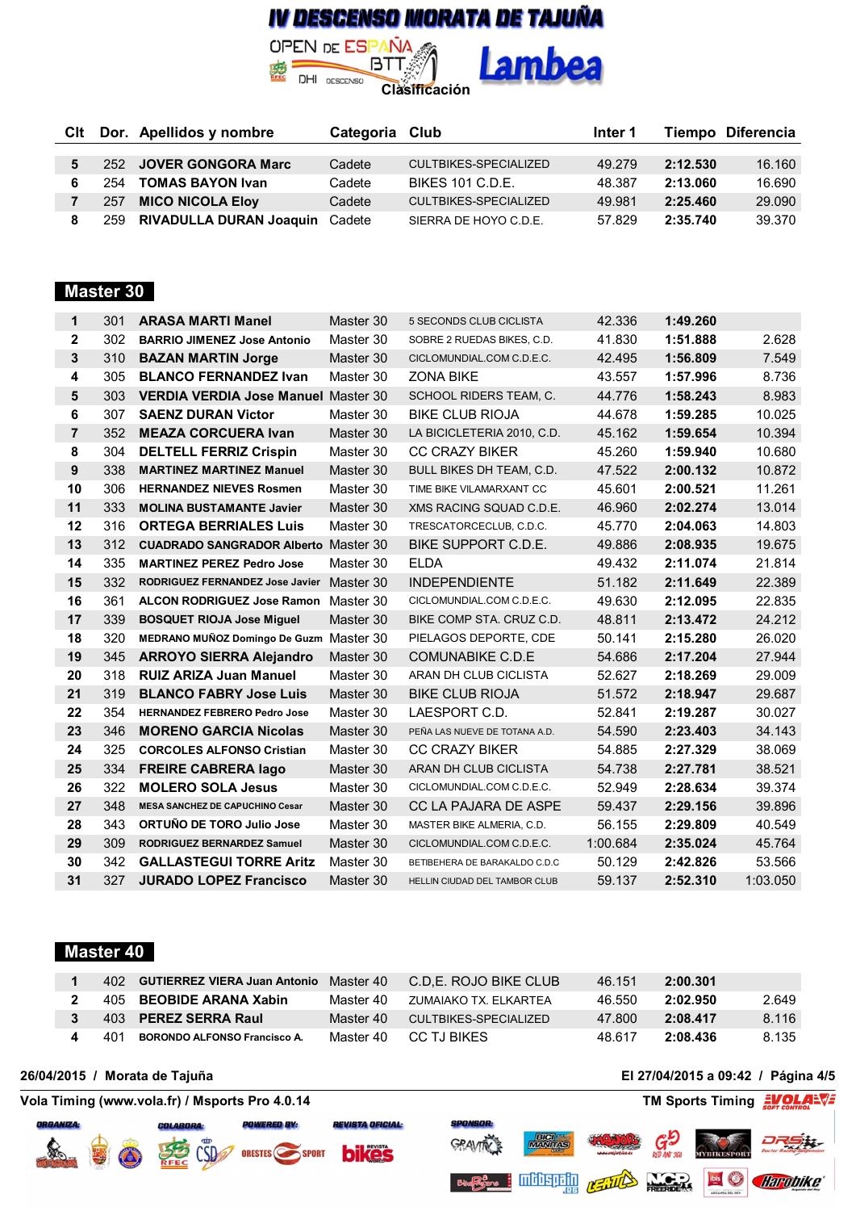# IV DESCENSO MORATA DE TAJUÑA

OPEN DE ESPAÑA BTT DHI DESCENSO

Lambea

Clasificación

| Clt | Dor. | Apellidos y nombre | Categoria | Club | Inter 1 | Tiempo | Diferencia |
|---|---|---|---|---|---|---|---|
| 5 | 252 | JOVER GONGORA Marc | Cadete | CULTBIKES-SPECIALIZED | 49.279 | 2:12.530 | 16.160 |
| 6 | 254 | TOMAS BAYON Ivan | Cadete | BIKES 101 C.D.E. | 48.387 | 2:13.060 | 16.690 |
| 7 | 257 | MICO NICOLA Eloy | Cadete | CULTBIKES-SPECIALIZED | 49.981 | 2:25.460 | 29.090 |
| 8 | 259 | RIVADULLA DURAN Joaquin | Cadete | SIERRA DE HOYO C.D.E. | 57.829 | 2:35.740 | 39.370 |

## Master 30

| Clt | Dor. | Apellidos y nombre | Categoria | Club | Inter 1 | Tiempo | Diferencia |
|---|---|---|---|---|---|---|---|
| 1 | 301 | ARASA MARTI Manel | Master 30 | 5 SECONDS CLUB CICLISTA | 42.336 | 1:49.260 | |
| 2 | 302 | BARRIO JIMENEZ Jose Antonio | Master 30 | SOBRE 2 RUEDAS BIKES, C.D. | 41.830 | 1:51.888 | 2.628 |
| 3 | 310 | BAZAN MARTIN Jorge | Master 30 | CICLOMUNDIAL.COM C.D.E.C. | 42.495 | 1:56.809 | 7.549 |
| 4 | 305 | BLANCO FERNANDEZ Ivan | Master 30 | ZONA BIKE | 43.557 | 1:57.996 | 8.736 |
| 5 | 303 | VERDIA VERDIA Jose Manuel | Master 30 | SCHOOL RIDERS TEAM, C. | 44.776 | 1:58.243 | 8.983 |
| 6 | 307 | SAENZ DURAN Victor | Master 30 | BIKE CLUB RIOJA | 44.678 | 1:59.285 | 10.025 |
| 7 | 352 | MEAZA CORCUERA Ivan | Master 30 | LA BICICLETERIA 2010, C.D. | 45.162 | 1:59.654 | 10.394 |
| 8 | 304 | DELTELL FERRIZ Crispin | Master 30 | CC CRAZY BIKER | 45.260 | 1:59.940 | 10.680 |
| 9 | 338 | MARTINEZ MARTINEZ Manuel | Master 30 | BULL BIKES DH TEAM, C.D. | 47.522 | 2:00.132 | 10.872 |
| 10 | 306 | HERNANDEZ NIEVES Rosmen | Master 30 | TIME BIKE VILAMARXANT CC | 45.601 | 2:00.521 | 11.261 |
| 11 | 333 | MOLINA BUSTAMANTE Javier | Master 30 | XMS RACING SQUAD C.D.E. | 46.960 | 2:02.274 | 13.014 |
| 12 | 316 | ORTEGA BERRIALES Luis | Master 30 | TRESCATORCECLUB, C.D.C. | 45.770 | 2:04.063 | 14.803 |
| 13 | 312 | CUADRADO SANGRADOR Alberto | Master 30 | BIKE SUPPORT C.D.E. | 49.886 | 2:08.935 | 19.675 |
| 14 | 335 | MARTINEZ PEREZ Pedro Jose | Master 30 | ELDA | 49.432 | 2:11.074 | 21.814 |
| 15 | 332 | RODRIGUEZ FERNANDEZ Jose Javier | Master 30 | INDEPENDIENTE | 51.182 | 2:11.649 | 22.389 |
| 16 | 361 | ALCON RODRIGUEZ Jose Ramon | Master 30 | CICLOMUNDIAL.COM C.D.E.C. | 49.630 | 2:12.095 | 22.835 |
| 17 | 339 | BOSQUET RIOJA Jose Miguel | Master 30 | BIKE COMP STA. CRUZ C.D. | 48.811 | 2:13.472 | 24.212 |
| 18 | 320 | MEDRANO MUÑOZ Domingo De Guzm | Master 30 | PIELAGOS DEPORTE, CDE | 50.141 | 2:15.280 | 26.020 |
| 19 | 345 | ARROYO SIERRA Alejandro | Master 30 | COMUNABIKE C.D.E | 54.686 | 2:17.204 | 27.944 |
| 20 | 318 | RUIZ ARIZA Juan Manuel | Master 30 | ARAN DH CLUB CICLISTA | 52.627 | 2:18.269 | 29.009 |
| 21 | 319 | BLANCO FABRY Jose Luis | Master 30 | BIKE CLUB RIOJA | 51.572 | 2:18.947 | 29.687 |
| 22 | 354 | HERNANDEZ FEBRERO Pedro Jose | Master 30 | LAESPORT C.D. | 52.841 | 2:19.287 | 30.027 |
| 23 | 346 | MORENO GARCIA Nicolas | Master 30 | PEÑA LAS NUEVE DE TOTANA A.D. | 54.590 | 2:23.403 | 34.143 |
| 24 | 325 | CORCOLES ALFONSO Cristian | Master 30 | CC CRAZY BIKER | 54.885 | 2:27.329 | 38.069 |
| 25 | 334 | FREIRE CABRERA Iago | Master 30 | ARAN DH CLUB CICLISTA | 54.738 | 2:27.781 | 38.521 |
| 26 | 322 | MOLERO SOLA Jesus | Master 30 | CICLOMUNDIAL.COM C.D.E.C. | 52.949 | 2:28.634 | 39.374 |
| 27 | 348 | MESA SANCHEZ DE CAPUCHINO Cesar | Master 30 | CC LA PAJARA DE ASPE | 59.437 | 2:29.156 | 39.896 |
| 28 | 343 | ORTUÑO DE TORO Julio Jose | Master 30 | MASTER BIKE ALMERIA, C.D. | 56.155 | 2:29.809 | 40.549 |
| 29 | 309 | RODRIGUEZ BERNARDEZ Samuel | Master 30 | CICLOMUNDIAL.COM C.D.E.C. | 1:00.684 | 2:35.024 | 45.764 |
| 30 | 342 | GALLASTEGUI TORRE Aritz | Master 30 | BETIBEHERA DE BARAKALDO C.D.C | 50.129 | 2:42.826 | 53.566 |
| 31 | 327 | JURADO LOPEZ Francisco | Master 30 | HELLIN CIUDAD DEL TAMBOR CLUB | 59.137 | 2:52.310 | 1:03.050 |

## Master 40

| Clt | Dor. | Apellidos y nombre | Categoria | Club | Inter 1 | Tiempo | Diferencia |
|---|---|---|---|---|---|---|---|
| 1 | 402 | GUTIERREZ VIERA Juan Antonio | Master 40 | C.D,E. ROJO BIKE CLUB | 46.151 | 2:00.301 | |
| 2 | 405 | BEOBIDE ARANA Xabin | Master 40 | ZUMAIAKO TX. ELKARTEA | 46.550 | 2:02.950 | 2.649 |
| 3 | 403 | PEREZ SERRA Raul | Master 40 | CULTBIKES-SPECIALIZED | 47.800 | 2:08.417 | 8.116 |
| 4 | 401 | BORONDO ALFONSO Francisco A. | Master 40 | CC TJ BIKES | 48.617 | 2:08.436 | 8.135 |

26/04/2015 / Morata de Tajuña — El 27/04/2015 a 09:42

Vola Timing (www.vola.fr) / Msports Pro 4.0.14 — TM Sports Timing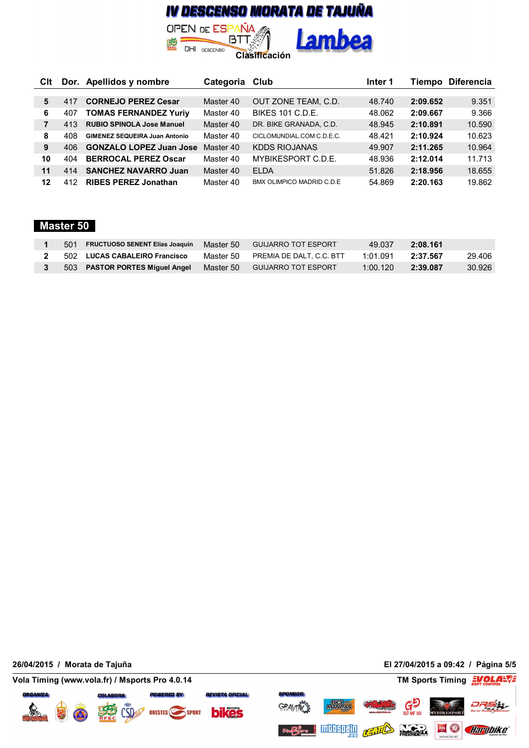# IV DESCENSO MORATA DE TAJUÑA

OPEN DE ESPAÑA BTT DHI DESCENSO

Lambea

Clasificación

| Clt | Dor. | Apellidos y nombre | Categoria | Club | Inter 1 | Tiempo | Diferencia |
|---|---|---|---|---|---|---|---|
| 5 | 417 | CORNEJO PEREZ Cesar | Master 40 | OUT ZONE TEAM, C.D. | 48.740 | 2:09.652 | 9.351 |
| 6 | 407 | TOMAS FERNANDEZ Yuriy | Master 40 | BIKES 101 C.D.E. | 48.062 | 2:09.667 | 9.366 |
| 7 | 413 | RUBIO SPINOLA Jose Manuel | Master 40 | DR. BIKE GRANADA, C.D. | 48.945 | 2:10.891 | 10.590 |
| 8 | 408 | GIMENEZ SEQUEIRA Juan Antonio | Master 40 | CICLOMUNDIAL.COM C.D.E.C. | 48.421 | 2:10.924 | 10.623 |
| 9 | 406 | GONZALO LOPEZ Juan Jose | Master 40 | KDDS RIOJANAS | 49.907 | 2:11.265 | 10.964 |
| 10 | 404 | BERROCAL PEREZ Oscar | Master 40 | MYBIKESPORT C.D.E. | 48.936 | 2:12.014 | 11.713 |
| 11 | 414 | SANCHEZ NAVARRO Juan | Master 40 | ELDA | 51.826 | 2:18.956 | 18.655 |
| 12 | 412 | RIBES PEREZ Jonathan | Master 40 | BMX OLIMPICO MADRID C.D.E | 54.869 | 2:20.163 | 19.862 |

## Master 50

| Clt | Dor. | Apellidos y nombre | Categoria | Club | Inter 1 | Tiempo | Diferencia |
|---|---|---|---|---|---|---|---|
| 1 | 501 | FRUCTUOSO SENENT Elias Joaquin | Master 50 | GUIJARRO TOT ESPORT | 49.037 | 2:08.161 | |
| 2 | 502 | LUCAS CABALEIRO Francisco | Master 50 | PREMIA DE DALT, C.C. BTT | 1:01.091 | 2:37.567 | 29.406 |
| 3 | 503 | PASTOR PORTES Miguel Angel | Master 50 | GUIJARRO TOT ESPORT | 1:00.120 | 2:39.087 | 30.926 |

26/04/2015 / Morata de Tajuña

El 27/04/2015 a 09:42

Vola Timing (www.vola.fr) / Msports Pro 4.0.14

TM Sports Timing

ORGANIZA: COLABORA: POWERED BY: REVISTA OFICIAL: SPONSOR: